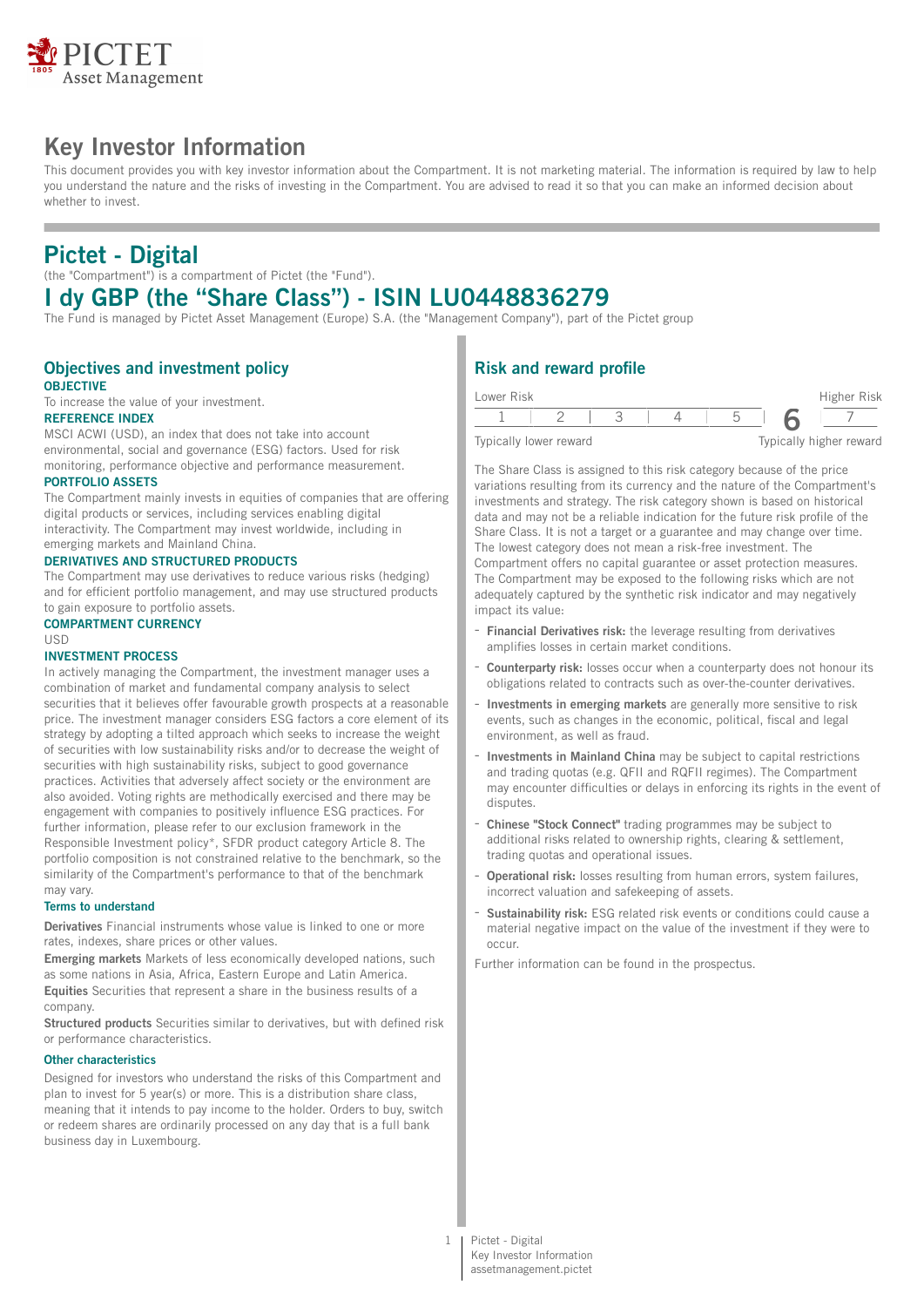# Key Investor Information

This document provides you with key investor information about the Compartment. It is not marketing material. The information is required by law to help you understand the nature and the risks of investing in the Compartment. You are advised to read it so that you can make an informed decision about whether to invest.

## Pictet - Digital

(the "Compartment") is a compartment of Pictet (the "Fund").

## I dy GBP (the "Share Class") - ISIN LU0448836279

The Fund is managed by Pictet Asset Management (Europe) S.A. (the "Management Company"), part of the Pictet group

### Objectives and investment policy

**OBJECTIVE**

To increase the value of your investment.

**REFERENCE INDEX**

MSCI ACWI (USD), an index that does not take into account environmental, social and governance (ESG) factors. Used for risk monitoring, performance objective and performance measurement.

**PORTFOLIO ASSETS**

The Compartment mainly invests in equities of companies that are offering digital products or services, including services enabling digital interactivity. The Compartment may invest worldwide, including in emerging markets and Mainland China.

**DERIVATIVES AND STRUCTURED PRODUCTS**

The Compartment may use derivatives to reduce various risks (hedging) and for efficient portfolio management, and may use structured products to gain exposure to portfolio assets.

**COMPARTMENT CURRENCY**

USD

**INVESTMENT PROCESS**

In actively managing the Compartment, the investment manager uses a combination of market and fundamental company analysis to select securities that it believes offer favourable growth prospects at a reasonable price. The investment manager considers ESG factors a core element of its strategy by adopting a tilted approach which seeks to increase the weight of securities with low sustainability risks and/or to decrease the weight of securities with high sustainability risks, subject to good governance practices. Activities that adversely affect society or the environment are also avoided. Voting rights are methodically exercised and there may be engagement with companies to positively influence ESG practices. For further information, please refer to our exclusion framework in the Responsible Investment policy*, SFDR product category Article 8. The portfolio composition is not constrained relative to the benchmark, so the similarity of the Compartment's performance to that of the benchmark may vary.

**Terms to understand**

**Derivatives** Financial instruments whose value is linked to one or more rates, indexes, share prices or other values.

**Emerging markets** Markets of less economically developed nations, such as some nations in Asia, Africa, Eastern Europe and Latin America.

**Equities** Securities that represent a share in the business results of a company.

**Structured products** Securities similar to derivatives, but with defined risk or performance characteristics.

**Other characteristics**

Designed for investors who understand the risks of this Compartment and plan to invest for 5 year(s) or more. This is a distribution share class, meaning that it intends to pay income to the holder. Orders to buy, switch or redeem shares are ordinarily processed on any day that is a full bank business day in Luxembourg.

### Risk and reward profile

| Lower Risk | | | | | | Higher Risk |
|---|---|---|---|---|---|---|
| 1 | 2 | 3 | 4 | 5 | **6** | 7 |
| Typically lower reward | | | | | | Typically higher reward |

The Share Class is assigned to this risk category because of the price variations resulting from its currency and the nature of the Compartment's investments and strategy. The risk category shown is based on historical data and may not be a reliable indication for the future risk profile of the Share Class. It is not a target or a guarantee and may change over time. The lowest category does not mean a risk-free investment. The Compartment offers no capital guarantee or asset protection measures. The Compartment may be exposed to the following risks which are not adequately captured by the synthetic risk indicator and may negatively impact its value:

- **Financial Derivatives risk:** the leverage resulting from derivatives amplifies losses in certain market conditions.
- **Counterparty risk:** losses occur when a counterparty does not honour its obligations related to contracts such as over-the-counter derivatives.
- **Investments in emerging markets** are generally more sensitive to risk events, such as changes in the economic, political, fiscal and legal environment, as well as fraud.
- **Investments in Mainland China** may be subject to capital restrictions and trading quotas (e.g. QFII and RQFII regimes). The Compartment may encounter difficulties or delays in enforcing its rights in the event of disputes.
- **Chinese "Stock Connect"** trading programmes may be subject to additional risks related to ownership rights, clearing & settlement, trading quotas and operational issues.
- **Operational risk:** losses resulting from human errors, system failures, incorrect valuation and safekeeping of assets.
- **Sustainability risk:** ESG related risk events or conditions could cause a material negative impact on the value of the investment if they were to occur.

Further information can be found in the prospectus.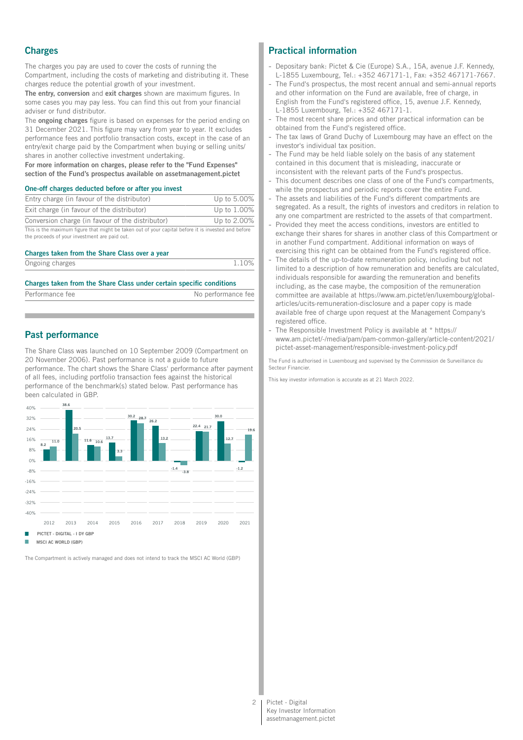## Charges

The charges you pay are used to cover the costs of running the Compartment, including the costs of marketing and distributing it. These charges reduce the potential growth of your investment.

**The entry, conversion** and **exit charges** shown are maximum figures. In some cases you may pay less. You can find this out from your financial adviser or fund distributor.

The **ongoing charges** figure is based on expenses for the period ending on 31 December 2021. This figure may vary from year to year. It excludes performance fees and portfolio transaction costs, except in the case of an entry/exit charge paid by the Compartment when buying or selling units/ shares in another collective investment undertaking.

**For more information on charges, please refer to the "Fund Expenses" section of the Fund's prospectus available on assetmanagement.pictet**

**One-off charges deducted before or after you invest**

| | |
|---|---|
| Entry charge (in favour of the distributor) | Up to 5.00% |
| Exit charge (in favour of the distributor) | Up to 1.00% |
| Conversion charge (in favour of the distributor) | Up to 2.00% |

This is the maximum figure that might be taken out of your capital before it is invested and before the proceeds of your investment are paid out.

**Charges taken from the Share Class over a year**

| | |
|---|---|
| Ongoing charges | 1.10% |

**Charges taken from the Share Class under certain specific conditions**

| | |
|---|---|
| Performance fee | No performance fee |

## Past performance

The Share Class was launched on 10 September 2009 (Compartment on 20 November 2006). Past performance is not a guide to future performance. The chart shows the Share Class' performance after payment of all fees, including portfolio transaction fees against the historical performance of the benchmark(s) stated below. Past performance has been calculated in GBP.

40%
32%
24%
16%
8%
0%
-8%
-16%
-24%
-32%
-40%

8.2 11.0 38.6 20.5 11.6 10.6 13.7 3.3 30.2 28.7 26.2 13.2 -1.4 -3.8 22.4 21.7 30.0 12.7 -1.2 19.6

2012 2013 2014 2015 2016 2017 2018 2019 2020 2021

PICTET - DIGITAL - I DY GBP
MSCI AC WORLD (GBP)

The Compartment is actively managed and does not intend to track the MSCI AC World (GBP)

## Practical information

- Depositary bank: Pictet & Cie (Europe) S.A., 15A, avenue J.F. Kennedy, L-1855 Luxembourg, Tel.: +352 467171-1, Fax: +352 467171-7667.
- The Fund's prospectus, the most recent annual and semi-annual reports and other information on the Fund are available, free of charge, in English from the Fund's registered office, 15, avenue J.F. Kennedy, L-1855 Luxembourg, Tel.: +352 467171-1.
- The most recent share prices and other practical information can be obtained from the Fund's registered office.
- The tax laws of Grand Duchy of Luxembourg may have an effect on the investor's individual tax position.
- The Fund may be held liable solely on the basis of any statement contained in this document that is misleading, inaccurate or inconsistent with the relevant parts of the Fund's prospectus.
- This document describes one class of one of the Fund's compartments, while the prospectus and periodic reports cover the entire Fund.
- The assets and liabilities of the Fund's different compartments are segregated. As a result, the rights of investors and creditors in relation to any one compartment are restricted to the assets of that compartment.
- Provided they meet the access conditions, investors are entitled to exchange their shares for shares in another class of this Compartment or in another Fund compartment. Additional information on ways of exercising this right can be obtained from the Fund's registered office.
- The details of the up-to-date remuneration policy, including but not limited to a description of how remuneration and benefits are calculated, individuals responsible for awarding the remuneration and benefits including, as the case maybe, the composition of the remuneration committee are available at https://www.am.pictet/en/luxembourg/global-articles/ucits-remuneration-disclosure and a paper copy is made available free of charge upon request at the Management Company's registered office.
- The Responsible Investment Policy is available at * https://www.am.pictet/-/media/pam/pam-common-gallery/article-content/2021/pictet-asset-management/responsible-investment-policy.pdf

The Fund is authorised in Luxembourg and supervised by the Commission de Surveillance du Secteur Financier.

This key investor information is accurate as at 21 March 2022.